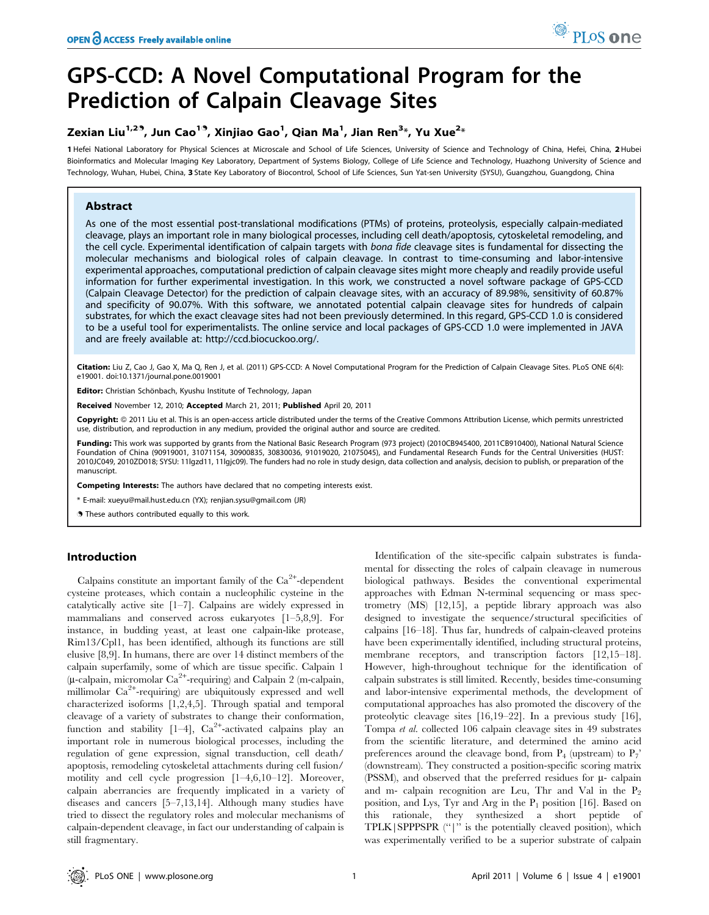# GPS-CCD: A Novel Computational Program for the Prediction of Calpain Cleavage Sites

**Zexian Liu[1,2]☯, Jun Cao[1]☯, Xinjiao Gao[1], Qian Ma[1], Jian Ren[3]*, Yu Xue[2]***

1 Hefei National Laboratory for Physical Sciences at Microscale and School of Life Sciences, University of Science and Technology of China, Hefei, China, 2 Hubei Bioinformatics and Molecular Imaging Key Laboratory, Department of Systems Biology, College of Life Science and Technology, Huazhong University of Science and Technology, Wuhan, Hubei, China, 3 State Key Laboratory of Biocontrol, School of Life Sciences, Sun Yat-sen University (SYSU), Guangzhou, Guangdong, China

## Abstract

As one of the most essential post-translational modifications (PTMs) of proteins, proteolysis, especially calpain-mediated cleavage, plays an important role in many biological processes, including cell death/apoptosis, cytoskeletal remodeling, and the cell cycle. Experimental identification of calpain targets with *bona fide* cleavage sites is fundamental for dissecting the molecular mechanisms and biological roles of calpain cleavage. In contrast to time-consuming and labor-intensive experimental approaches, computational prediction of calpain cleavage sites might more cheaply and readily provide useful information for further experimental investigation. In this work, we constructed a novel software package of GPS-CCD (Calpain Cleavage Detector) for the prediction of calpain cleavage sites, with an accuracy of 89.98%, sensitivity of 60.87% and specificity of 90.07%. With this software, we annotated potential calpain cleavage sites for hundreds of calpain substrates, for which the exact cleavage sites had not been previously determined. In this regard, GPS-CCD 1.0 is considered to be a useful tool for experimentalists. The online service and local packages of GPS-CCD 1.0 were implemented in JAVA and are freely available at: http://ccd.biocuckoo.org/.

**Citation:** Liu Z, Cao J, Gao X, Ma Q, Ren J, et al. (2011) GPS-CCD: A Novel Computational Program for the Prediction of Calpain Cleavage Sites. PLoS ONE 6(4): e19001. doi:10.1371/journal.pone.0019001

**Editor:** Christian Schönbach, Kyushu Institute of Technology, Japan

**Received** November 12, 2010; **Accepted** March 21, 2011; **Published** April 20, 2011

**Copyright:** © 2011 Liu et al. This is an open-access article distributed under the terms of the Creative Commons Attribution License, which permits unrestricted use, distribution, and reproduction in any medium, provided the original author and source are credited.

**Funding:** This work was supported by grants from the National Basic Research Program (973 project) (2010CB945400, 2011CB910400), National Natural Science Foundation of China (90919001, 31071154, 30900835, 30830036, 91019020, 21075045), and Fundamental Research Funds for the Central Universities (HUST: 2010JC049, 2010ZD018; SYSU: 11lgzd11, 11lgjc09). The funders had no role in study design, data collection and analysis, decision to publish, or preparation of the manuscript.

**Competing Interests:** The authors have declared that no competing interests exist.

\* E-mail: xueyu@mail.hust.edu.cn (YX); renjian.sysu@gmail.com (JR)

☯ These authors contributed equally to this work.

## Introduction

Calpains constitute an important family of the $Ca^{2+}$-dependent cysteine proteases, which contain a nucleophilic cysteine in the catalytically active site [1–7]. Calpains are widely expressed in mammalians and conserved across eukaryotes [1–5,8,9]. For instance, in budding yeast, at least one calpain-like protease, Rim13/Cpl1, has been identified, although its functions are still elusive [8,9]. In humans, there are over 14 distinct members of the calpain superfamily, some of which are tissue specific. Calpain 1 (μ-calpain, micromolar $Ca^{2+}$-requiring) and Calpain 2 (m-calpain, millimolar $Ca^{2+}$-requiring) are ubiquitously expressed and well characterized isoforms [1,2,4,5]. Through spatial and temporal cleavage of a variety of substrates to change their conformation, function and stability [1–4], $Ca^{2+}$-activated calpains play an important role in numerous biological processes, including the regulation of gene expression, signal transduction, cell death/apoptosis, remodeling cytoskeletal attachments during cell fusion/motility and cell cycle progression [1–4,6,10–12]. Moreover, calpain aberrancies are frequently implicated in a variety of diseases and cancers [5–7,13,14]. Although many studies have tried to dissect the regulatory roles and molecular mechanisms of calpain-dependent cleavage, in fact our understanding of calpain is still fragmentary.

Identification of the site-specific calpain substrates is fundamental for dissecting the roles of calpain cleavage in numerous biological pathways. Besides the conventional experimental approaches with Edman N-terminal sequencing or mass spectrometry (MS) [12,15], a peptide library approach was also designed to investigate the sequence/structural specificities of calpains [16–18]. Thus far, hundreds of calpain-cleaved proteins have been experimentally identified, including structural proteins, membrane receptors, and transcription factors [12,15–18]. However, high-throughout technique for the identification of calpain substrates is still limited. Recently, besides time-consuming and labor-intensive experimental methods, the development of computational approaches has also promoted the discovery of the proteolytic cleavage sites [16,19–22]. In a previous study [16], Tompa *et al.* collected 106 calpain cleavage sites in 49 substrates from the scientific literature, and determined the amino acid preferences around the cleavage bond, from $P_4$ (upstream) to $P_7'$ (downstream). They constructed a position-specific scoring matrix (PSSM), and observed that the preferred residues for μ- calpain and m- calpain recognition are Leu, Thr and Val in the $P_2$ position, and Lys, Tyr and Arg in the $P_1$ position [16]. Based on this rationale, they synthesized a short peptide of TPLK|SPPPSPR ("|" is the potentially cleaved position), which was experimentally verified to be a superior substrate of calpain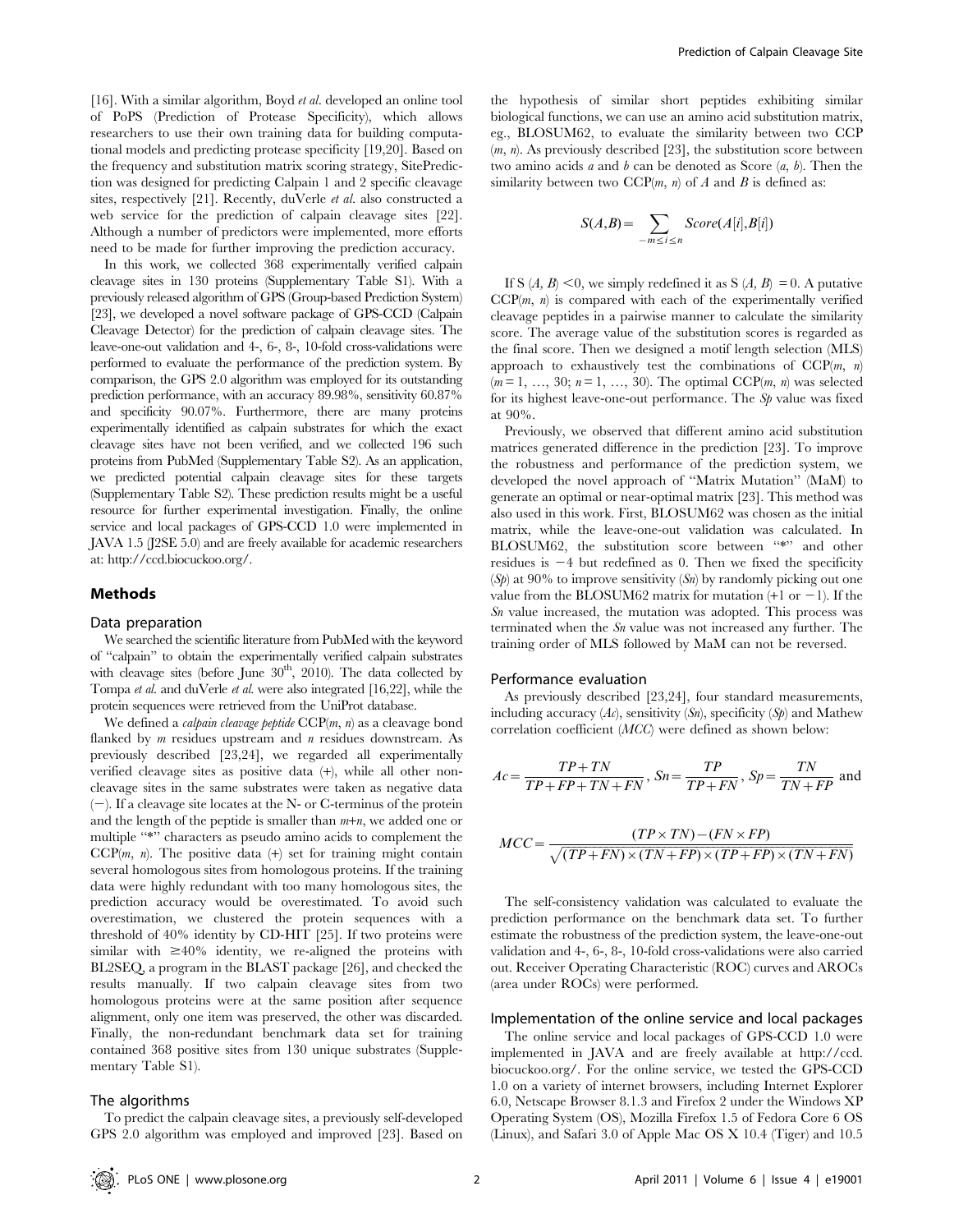[16]. With a similar algorithm, Boyd *et al*. developed an online tool of PoPS (Prediction of Protease Specificity), which allows researchers to use their own training data for building computational models and predicting protease specificity [19,20]. Based on the frequency and substitution matrix scoring strategy, SitePrediction was designed for predicting Calpain 1 and 2 specific cleavage sites, respectively [21]. Recently, duVerle *et al*. also constructed a web service for the prediction of calpain cleavage sites [22]. Although a number of predictors were implemented, more efforts need to be made for further improving the prediction accuracy.

In this work, we collected 368 experimentally verified calpain cleavage sites in 130 proteins (Supplementary Table S1). With a previously released algorithm of GPS (Group-based Prediction System) [23], we developed a novel software package of GPS-CCD (Calpain Cleavage Detector) for the prediction of calpain cleavage sites. The leave-one-out validation and 4-, 6-, 8-, 10-fold cross-validations were performed to evaluate the performance of the prediction system. By comparison, the GPS 2.0 algorithm was employed for its outstanding prediction performance, with an accuracy 89.98%, sensitivity 60.87% and specificity 90.07%. Furthermore, there are many proteins experimentally identified as calpain substrates for which the exact cleavage sites have not been verified, and we collected 196 such proteins from PubMed (Supplementary Table S2). As an application, we predicted potential calpain cleavage sites for these targets (Supplementary Table S2). These prediction results might be a useful resource for further experimental investigation. Finally, the online service and local packages of GPS-CCD 1.0 were implemented in JAVA 1.5 (J2SE 5.0) and are freely available for academic researchers at: http://ccd.biocuckoo.org/.

## Methods

### Data preparation

We searched the scientific literature from PubMed with the keyword of "calpain" to obtain the experimentally verified calpain substrates with cleavage sites (before June 30$^{th}$, 2010). The data collected by Tompa *et al*. and duVerle *et al*. were also integrated [16,22], while the protein sequences were retrieved from the UniProt database.

We defined a *calpain cleavage peptide* CCP($m$, $n$) as a cleavage bond flanked by $m$ residues upstream and $n$ residues downstream. As previously described [23,24], we regarded all experimentally verified cleavage sites as positive data (+), while all other non-cleavage sites in the same substrates were taken as negative data (−). If a cleavage site locates at the N- or C-terminus of the protein and the length of the peptide is smaller than $m$+$n$, we added one or multiple "*" characters as pseudo amino acids to complement the CCP($m$, $n$). The positive data (+) set for training might contain several homologous sites from homologous proteins. If the training data were highly redundant with too many homologous sites, the prediction accuracy would be overestimated. To avoid such overestimation, we clustered the protein sequences with a threshold of 40% identity by CD-HIT [25]. If two proteins were similar with ≥40% identity, we re-aligned the proteins with BL2SEQ, a program in the BLAST package [26], and checked the results manually. If two calpain cleavage sites from two homologous proteins were at the same position after sequence alignment, only one item was preserved, the other was discarded. Finally, the non-redundant benchmark data set for training contained 368 positive sites from 130 unique substrates (Supplementary Table S1).

### The algorithms

To predict the calpain cleavage sites, a previously self-developed GPS 2.0 algorithm was employed and improved [23]. Based on the hypothesis of similar short peptides exhibiting similar biological functions, we can use an amino acid substitution matrix, eg., BLOSUM62, to evaluate the similarity between two CCP ($m$, $n$). As previously described [23], the substitution score between two amino acids $a$ and $b$ can be denoted as Score ($a$, $b$). Then the similarity between two CCP($m$, $n$) of $A$ and $B$ is defined as:

$$S(A,B) = \sum_{-m \le i \le n} Score(A[i], B[i])$$

If S ($A$, $B$) <0, we simply redefined it as S ($A$, $B$) = 0. A putative CCP($m$, $n$) is compared with each of the experimentally verified cleavage peptides in a pairwise manner to calculate the similarity score. The average value of the substitution scores is regarded as the final score. Then we designed a motif length selection (MLS) approach to exhaustively test the combinations of CCP($m$, $n$) ($m$ = 1, …, 30; $n$ = 1, …, 30). The optimal CCP($m$, $n$) was selected for its highest leave-one-out performance. The $Sp$ value was fixed at 90%.

Previously, we observed that different amino acid substitution matrices generated difference in the prediction [23]. To improve the robustness and performance of the prediction system, we developed the novel approach of "Matrix Mutation" (MaM) to generate an optimal or near-optimal matrix [23]. This method was also used in this work. First, BLOSUM62 was chosen as the initial matrix, while the leave-one-out validation was calculated. In BLOSUM62, the substitution score between "*" and other residues is −4 but redefined as 0. Then we fixed the specificity ($Sp$) at 90% to improve sensitivity ($Sn$) by randomly picking out one value from the BLOSUM62 matrix for mutation (+1 or −1). If the $Sn$ value increased, the mutation was adopted. This process was terminated when the $Sn$ value was not increased any further. The training order of MLS followed by MaM can not be reversed.

### Performance evaluation

As previously described [23,24], four standard measurements, including accuracy ($Ac$), sensitivity ($Sn$), specificity ($Sp$) and Mathew correlation coefficient ($MCC$) were defined as shown below:

$$Ac = \frac{TP + TN}{TP + FP + TN + FN},\ Sn = \frac{TP}{TP + FN},\ Sp = \frac{TN}{TN + FP} \text{ and}$$

$$MCC = \frac{(TP \times TN) - (FN \times FP)}{\sqrt{(TP + FN) \times (TN + FP) \times (TP + FP) \times (TN + FN)}}$$

The self-consistency validation was calculated to evaluate the prediction performance on the benchmark data set. To further estimate the robustness of the prediction system, the leave-one-out validation and 4-, 6-, 8-, 10-fold cross-validations were also carried out. Receiver Operating Characteristic (ROC) curves and AROCs (area under ROCs) were performed.

### Implementation of the online service and local packages

The online service and local packages of GPS-CCD 1.0 were implemented in JAVA and are freely available at http://ccd.biocuckoo.org/. For the online service, we tested the GPS-CCD 1.0 on a variety of internet browsers, including Internet Explorer 6.0, Netscape Browser 8.1.3 and Firefox 2 under the Windows XP Operating System (OS), Mozilla Firefox 1.5 of Fedora Core 6 OS (Linux), and Safari 3.0 of Apple Mac OS X 10.4 (Tiger) and 10.5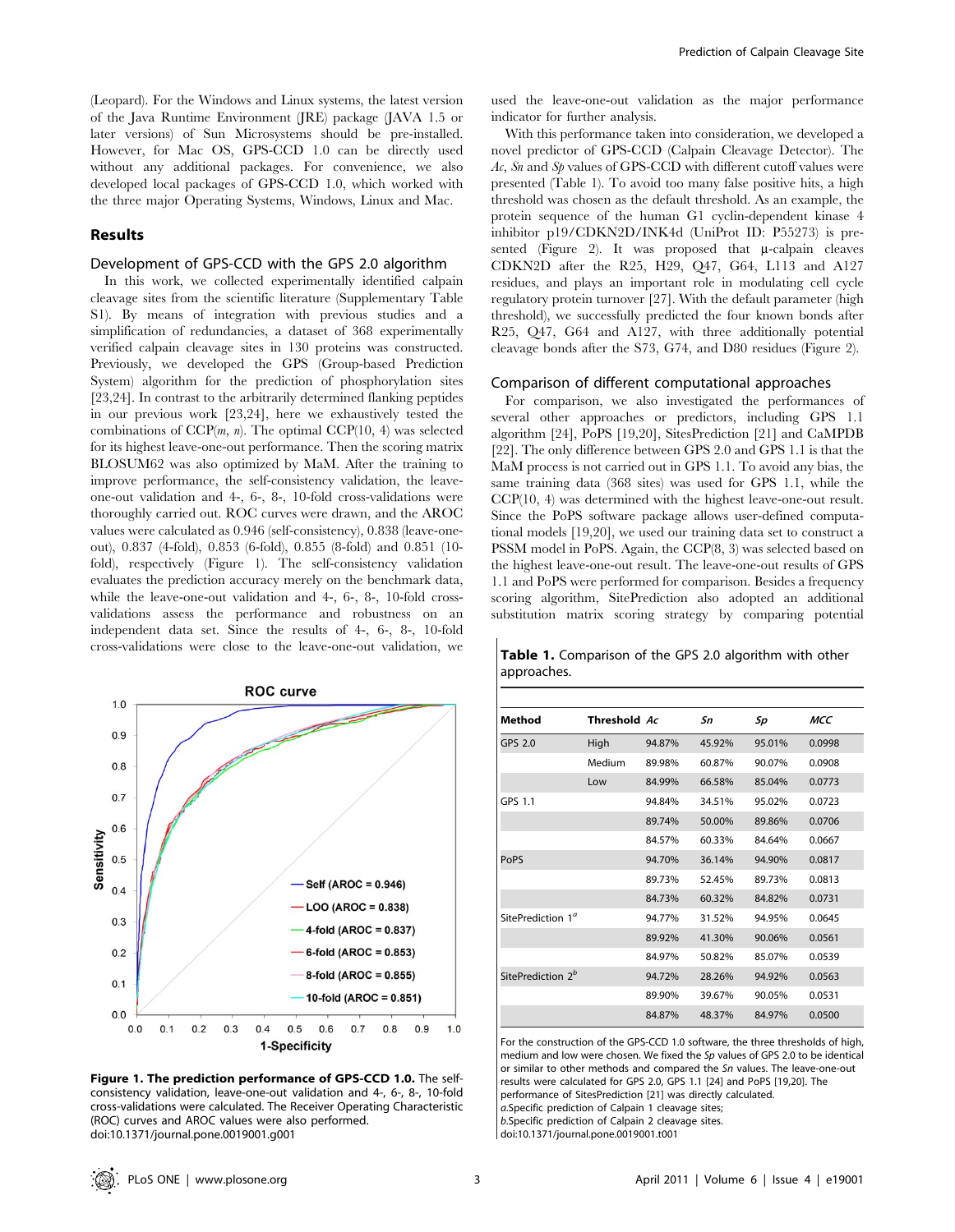(Leopard). For the Windows and Linux systems, the latest version of the Java Runtime Environment (JRE) package (JAVA 1.5 or later versions) of Sun Microsystems should be pre-installed. However, for Mac OS, GPS-CCD 1.0 can be directly used without any additional packages. For convenience, we also developed local packages of GPS-CCD 1.0, which worked with the three major Operating Systems, Windows, Linux and Mac.

## Results

### Development of GPS-CCD with the GPS 2.0 algorithm

In this work, we collected experimentally identified calpain cleavage sites from the scientific literature (Supplementary Table S1). By means of integration with previous studies and a simplification of redundancies, a dataset of 368 experimentally verified calpain cleavage sites in 130 proteins was constructed. Previously, we developed the GPS (Group-based Prediction System) algorithm for the prediction of phosphorylation sites [23,24]. In contrast to the arbitrarily determined flanking peptides in our previous work [23,24], here we exhaustively tested the combinations of CCP(*m*, *n*). The optimal CCP(10, 4) was selected for its highest leave-one-out performance. Then the scoring matrix BLOSUM62 was also optimized by MaM. After the training to improve performance, the self-consistency validation, the leave-one-out validation and 4-, 6-, 8-, 10-fold cross-validations were thoroughly carried out. ROC curves were drawn, and the AROC values were calculated as 0.946 (self-consistency), 0.838 (leave-one-out), 0.837 (4-fold), 0.853 (6-fold), 0.855 (8-fold) and 0.851 (10-fold), respectively (Figure 1). The self-consistency validation evaluates the prediction accuracy merely on the benchmark data, while the leave-one-out validation and 4-, 6-, 8-, 10-fold cross-validations assess the performance and robustness on an independent data set. Since the results of 4-, 6-, 8-, 10-fold cross-validations were close to the leave-one-out validation, we used the leave-one-out validation as the major performance indicator for further analysis.

**Figure 1. The prediction performance of GPS-CCD 1.0.** The self-consistency validation, leave-one-out validation and 4-, 6-, 8-, 10-fold cross-validations were calculated. The Receiver Operating Characteristic (ROC) curves and AROC values were also performed.
doi:10.1371/journal.pone.0019001.g001

With this performance taken into consideration, we developed a novel predictor of GPS-CCD (Calpain Cleavage Detector). The *Ac*, *Sn* and *Sp* values of GPS-CCD with different cutoff values were presented (Table 1). To avoid too many false positive hits, a high threshold was chosen as the default threshold. As an example, the protein sequence of the human G1 cyclin-dependent kinase 4 inhibitor p19/CDKN2D/INK4d (UniProt ID: P55273) is presented (Figure 2). It was proposed that µ-calpain cleaves CDKN2D after the R25, H29, Q47, G64, L113 and A127 residues, and plays an important role in modulating cell cycle regulatory protein turnover [27]. With the default parameter (high threshold), we successfully predicted the four known bonds after R25, Q47, G64 and A127, with three additionally potential cleavage bonds after the S73, G74, and D80 residues (Figure 2).

### Comparison of different computational approaches

For comparison, we also investigated the performances of several other approaches or predictors, including GPS 1.1 algorithm [24], PoPS [19,20], SitesPrediction [21] and CaMPDB [22]. The only difference between GPS 2.0 and GPS 1.1 is that the MaM process is not carried out in GPS 1.1. To avoid any bias, the same training data (368 sites) was used for GPS 1.1, while the CCP(10, 4) was determined with the highest leave-one-out result. Since the PoPS software package allows user-defined computational models [19,20], we used our training data set to construct a PSSM model in PoPS. Again, the CCP(8, 3) was selected based on the highest leave-one-out result. The leave-one-out results of GPS 1.1 and PoPS were performed for comparison. Besides a frequency scoring algorithm, SitePrediction also adopted an additional substitution matrix scoring strategy by comparing potential

**Table 1.** Comparison of the GPS 2.0 algorithm with other approaches.

| Method | Threshold | *Ac* | *Sn* | *Sp* | *MCC* |
|---|---|---|---|---|---|
| GPS 2.0 | High | 94.87% | 45.92% | 95.01% | 0.0998 |
| | Medium | 89.98% | 60.87% | 90.07% | 0.0908 |
| | Low | 84.99% | 66.58% | 85.04% | 0.0773 |
| GPS 1.1 | | 94.84% | 34.51% | 95.02% | 0.0723 |
| | | 89.74% | 50.00% | 89.86% | 0.0706 |
| | | 84.57% | 60.33% | 84.64% | 0.0667 |
| PoPS | | 94.70% | 36.14% | 94.90% | 0.0817 |
| | | 89.73% | 52.45% | 89.73% | 0.0813 |
| | | 84.73% | 60.32% | 84.82% | 0.0731 |
| SitePrediction 1[a] | | 94.77% | 31.52% | 94.95% | 0.0645 |
| | | 89.92% | 41.30% | 90.06% | 0.0561 |
| | | 84.97% | 50.82% | 85.07% | 0.0539 |
| SitePrediction 2[b] | | 94.72% | 28.26% | 94.92% | 0.0563 |
| | | 89.90% | 39.67% | 90.05% | 0.0531 |
| | | 84.87% | 48.37% | 84.97% | 0.0500 |

For the construction of the GPS-CCD 1.0 software, the three thresholds of high, medium and low were chosen. We fixed the *Sp* values of GPS 2.0 to be identical or similar to other methods and compared the *Sn* values. The leave-one-out results were calculated for GPS 2.0, GPS 1.1 [24] and PoPS [19,20]. The performance of SitesPrediction [21] was directly calculated.
a.Specific prediction of Calpain 1 cleavage sites;
b.Specific prediction of Calpain 2 cleavage sites.
doi:10.1371/journal.pone.0019001.t001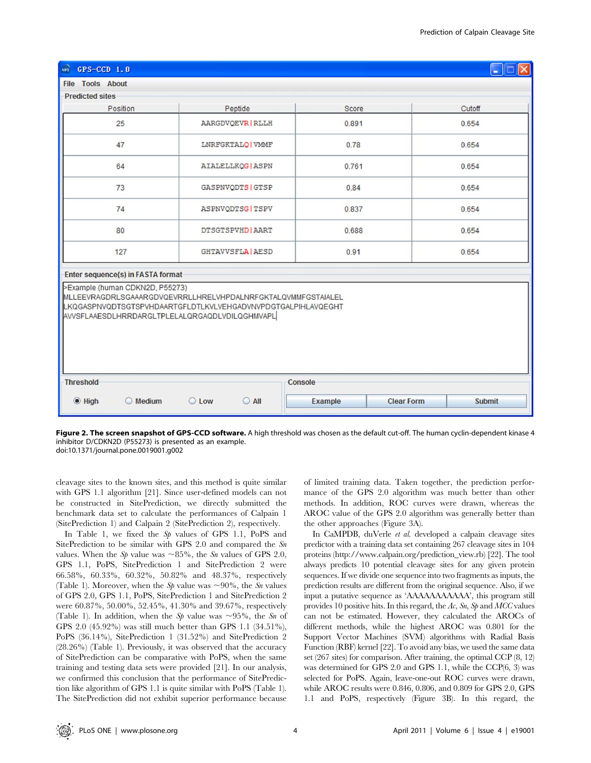**Figure 2. The screen snapshot of GPS-CCD software.** A high threshold was chosen as the default cut-off. The human cyclin-dependent kinase 4 inhibitor D/CDKN2D (P55273) is presented as an example.
doi:10.1371/journal.pone.0019001.g002

cleavage sites to the known sites, and this method is quite similar with GPS 1.1 algorithm [21]. Since user-defined models can not be constructed in SitePrediction, we directly submitted the benchmark data set to calculate the performances of Calpain 1 (SitePrediction 1) and Calpain 2 (SitePrediction 2), respectively.

In Table 1, we fixed the *Sp* values of GPS 1.1, PoPS and SitePrediction to be similar with GPS 2.0 and compared the *Sn* values. When the *Sp* value was ~85%, the *Sn* values of GPS 2.0, GPS 1.1, PoPS, SitePrediction 1 and SitePrediction 2 were 66.58%, 60.33%, 60.32%, 50.82% and 48.37%, respectively (Table 1). Moreover, when the *Sp* value was ~90%, the *Sn* values of GPS 2.0, GPS 1.1, PoPS, SitePrediction 1 and SitePrediction 2 were 60.87%, 50.00%, 52.45%, 41.30% and 39.67%, respectively (Table 1). In addition, when the *Sp* value was ~95%, the *Sn* of GPS 2.0 (45.92%) was still much better than GPS 1.1 (34.51%), PoPS (36.14%), SitePrediction 1 (31.52%) and SitePrediction 2 (28.26%) (Table 1). Previously, it was observed that the accuracy of SitePrediction can be comparative with PoPS, when the same training and testing data sets were provided [21]. In our analysis, we confirmed this conclusion that the performance of SitePrediction like algorithm of GPS 1.1 is quite similar with PoPS (Table 1). The SitePrediction did not exhibit superior performance because of limited training data. Taken together, the prediction performance of the GPS 2.0 algorithm was much better than other methods. In addition, ROC curves were drawn, whereas the AROC value of the GPS 2.0 algorithm was generally better than the other approaches (Figure 3A).

In CaMPDB, duVerle *et al.* developed a calpain cleavage sites predictor with a training data set containing 267 cleavage sites in 104 proteins (http://www.calpain.org/prediction_view.rb) [22]. The tool always predicts 10 potential cleavage sites for any given protein sequences. If we divide one sequence into two fragments as inputs, the prediction results are different from the original sequence. Also, if we input a putative sequence as 'AAAAAAAAAAA', this program still provides 10 positive hits. In this regard, the *Ac*, *Sn*, *Sp* and *MCC* values can not be estimated. However, they calculated the AROCs of different methods, while the highest AROC was 0.801 for the Support Vector Machines (SVM) algorithms with Radial Basis Function (RBF) kernel [22]. To avoid any bias, we used the same data set (267 sites) for comparison. After training, the optimal CCP (8, 12) was determined for GPS 2.0 and GPS 1.1, while the CCP(6, 3) was selected for PoPS. Again, leave-one-out ROC curves were drawn, while AROC results were 0.846, 0.806, and 0.809 for GPS 2.0, GPS 1.1 and PoPS, respectively (Figure 3B). In this regard, the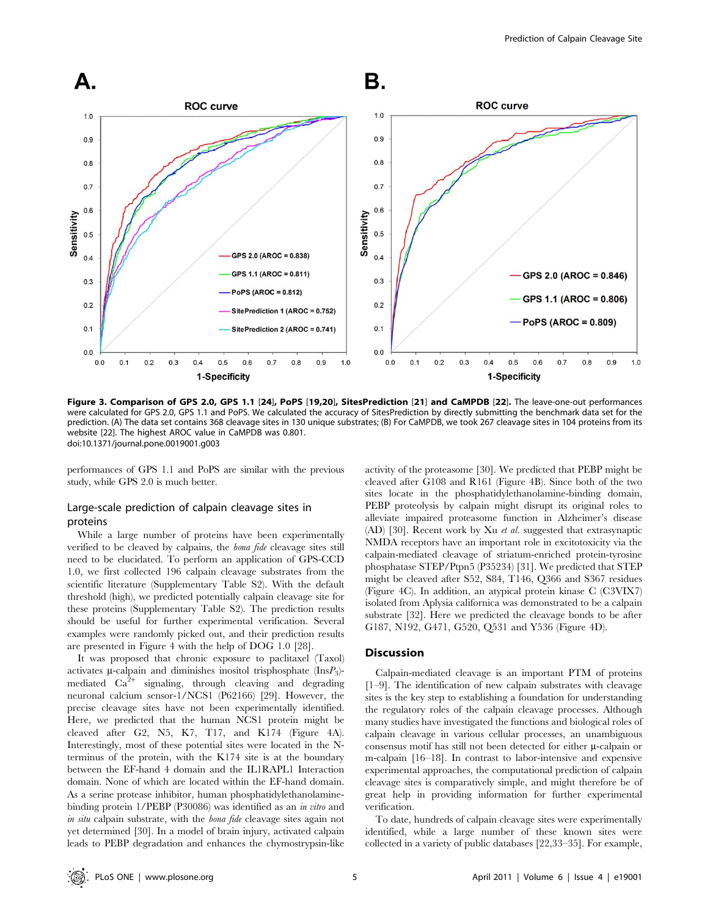**Figure 3. Comparison of GPS 2.0, GPS 1.1 [24], PoPS [19,20], SitesPrediction [21] and CaMPDB [22].** The leave-one-out performances were calculated for GPS 2.0, GPS 1.1 and PoPS. We calculated the accuracy of SitesPrediction by directly submitting the benchmark data set for the prediction. (A) The data set contains 368 cleavage sites in 130 unique substrates; (B) For CaMPDB, we took 267 cleavage sites in 104 proteins from its website [22]. The highest AROC value in CaMPDB was 0.801.
doi:10.1371/journal.pone.0019001.g003

performances of GPS 1.1 and PoPS are similar with the previous study, while GPS 2.0 is much better.

## Large-scale prediction of calpain cleavage sites in proteins

While a large number of proteins have been experimentally verified to be cleaved by calpains, the *bona fide* cleavage sites still need to be elucidated. To perform an application of GPS-CCD 1.0, we first collected 196 calpain cleavage substrates from the scientific literature (Supplementary Table S2). With the default threshold (high), we predicted potentially calpain cleavage site for these proteins (Supplementary Table S2). The prediction results should be useful for further experimental verification. Several examples were randomly picked out, and their prediction results are presented in Figure 4 with the help of DOG 1.0 [28].

It was proposed that chronic exposure to paclitaxel (Taxol) activates μ-calpain and diminishes inositol trisphosphate ($InsP_3$)-mediated $Ca^{2+}$ signaling, through cleaving and degrading neuronal calcium sensor-1/NCS1 (P62166) [29]. However, the precise cleavage sites have not been experimentally identified. Here, we predicted that the human NCS1 protein might be cleaved after G2, N5, K7, T17, and K174 (Figure 4A). Interestingly, most of these potential sites were located in the N-terminus of the protein, with the K174 site is at the boundary between the EF-hand 4 domain and the IL1RAPL1 Interaction domain. None of which are located within the EF-hand domain. As a serine protease inhibitor, human phosphatidylethanolamine-binding protein 1/PEBP (P30086) was identified as an *in vitro* and *in situ* calpain substrate, with the *bona fide* cleavage sites again not yet determined [30]. In a model of brain injury, activated calpain leads to PEBP degradation and enhances the chymostrypsin-like activity of the proteasome [30]. We predicted that PEBP might be cleaved after G108 and R161 (Figure 4B). Since both of the two sites locate in the phosphatidylethanolamine-binding domain, PEBP proteolysis by calpain might disrupt its original roles to alleviate impaired proteasome function in Alzheimer's disease (AD) [30]. Recent work by Xu *et al.* suggested that extrasynaptic NMDA receptors have an important role in excitotoxicity via the calpain-mediated cleavage of striatum-enriched protein-tyrosine phosphatase STEP/Ptpn5 (P35234) [31]. We predicted that STEP might be cleaved after S52, S84, T146, Q366 and S367 residues (Figure 4C). In addition, an atypical protein kinase C (C3VIX7) isolated from Aplysia californica was demonstrated to be a calpain substrate [32]. Here we predicted the cleavage bonds to be after G187, N192, G471, G520, Q531 and Y536 (Figure 4D).

## Discussion

Calpain-mediated cleavage is an important PTM of proteins [1–9]. The identification of new calpain substrates with cleavage sites is the key step to establishing a foundation for understanding the regulatory roles of the calpain cleavage processes. Although many studies have investigated the functions and biological roles of calpain cleavage in various cellular processes, an unambiguous consensus motif has still not been detected for either μ-calpain or m-calpain [16–18]. In contrast to labor-intensive and expensive experimental approaches, the computational prediction of calpain cleavage sites is comparatively simple, and might therefore be of great help in providing information for further experimental verification.

To date, hundreds of calpain cleavage sites were experimentally identified, while a large number of these known sites were collected in a variety of public databases [22,33–35]. For example,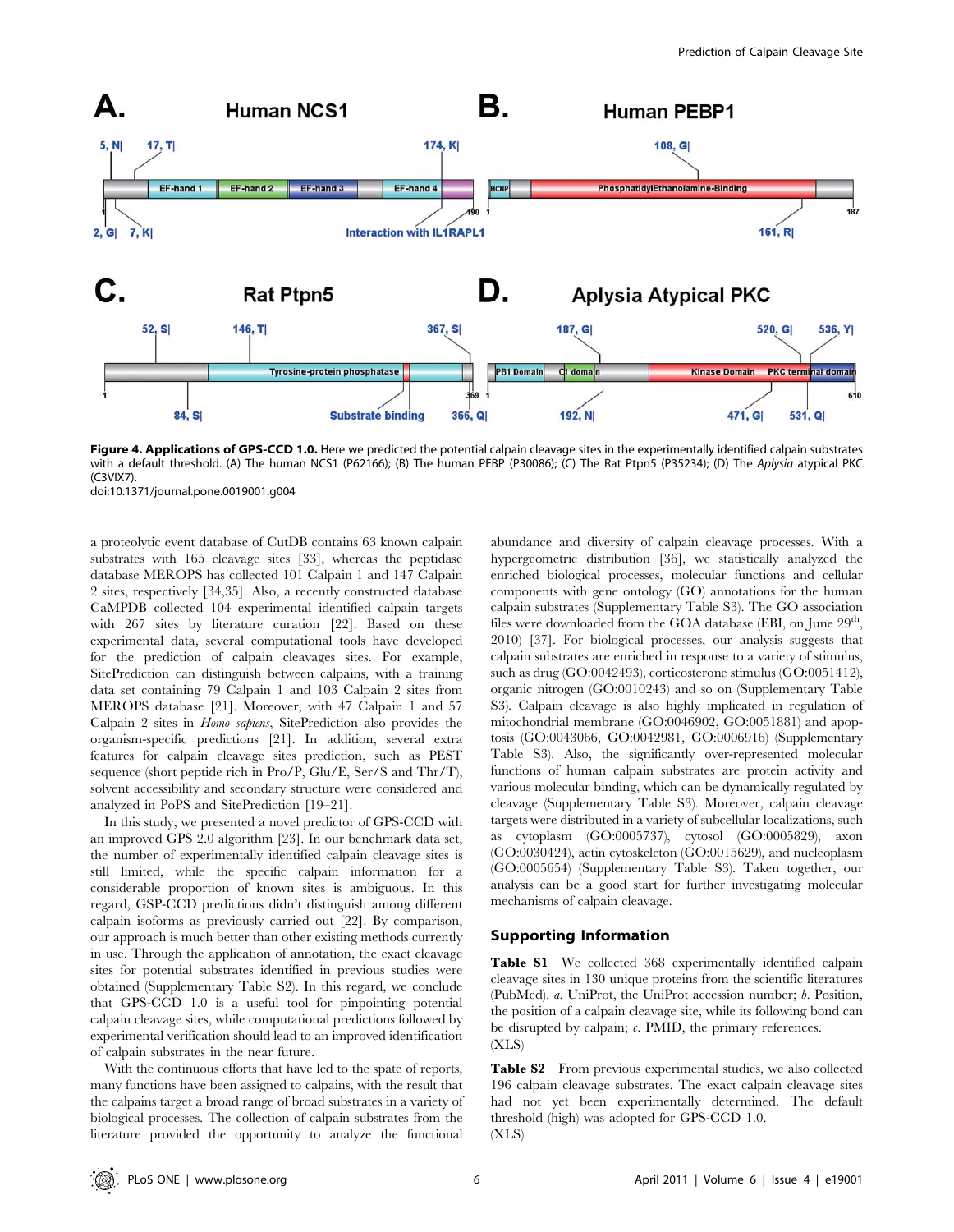Figure 4. Applications of GPS-CCD 1.0. Here we predicted the potential calpain cleavage sites in the experimentally identified calpain substrates with a default threshold. (A) The human NCS1 (P62166); (B) The human PEBP (P30086); (C) The Rat Ptpn5 (P35234); (D) The *Aplysia* atypical PKC (C3VIX7).
doi:10.1371/journal.pone.0019001.g004

a proteolytic event database of CutDB contains 63 known calpain substrates with 165 cleavage sites [33], whereas the peptidase database MEROPS has collected 101 Calpain 1 and 147 Calpain 2 sites, respectively [34,35]. Also, a recently constructed database CaMPDB collected 104 experimental identified calpain targets with 267 sites by literature curation [22]. Based on these experimental data, several computational tools have developed for the prediction of calpain cleavages sites. For example, SitePrediction can distinguish between calpains, with a training data set containing 79 Calpain 1 and 103 Calpain 2 sites from MEROPS database [21]. Moreover, with 47 Calpain 1 and 57 Calpain 2 sites in *Homo sapiens*, SitePrediction also provides the organism-specific predictions [21]. In addition, several extra features for calpain cleavage sites prediction, such as PEST sequence (short peptide rich in Pro/P, Glu/E, Ser/S and Thr/T), solvent accessibility and secondary structure were considered and analyzed in PoPS and SitePrediction [19–21].

In this study, we presented a novel predictor of GPS-CCD with an improved GPS 2.0 algorithm [23]. In our benchmark data set, the number of experimentally identified calpain cleavage sites is still limited, while the specific calpain information for a considerable proportion of known sites is ambiguous. In this regard, GSP-CCD predictions didn't distinguish among different calpain isoforms as previously carried out [22]. By comparison, our approach is much better than other existing methods currently in use. Through the application of annotation, the exact cleavage sites for potential substrates identified in previous studies were obtained (Supplementary Table S2). In this regard, we conclude that GPS-CCD 1.0 is a useful tool for pinpointing potential calpain cleavage sites, while computational predictions followed by experimental verification should lead to an improved identification of calpain substrates in the near future.

With the continuous efforts that have led to the spate of reports, many functions have been assigned to calpains, with the result that the calpains target a broad range of broad substrates in a variety of biological processes. The collection of calpain substrates from the literature provided the opportunity to analyze the functional abundance and diversity of calpain cleavage processes. With a hypergeometric distribution [36], we statistically analyzed the enriched biological processes, molecular functions and cellular components with gene ontology (GO) annotations for the human calpain substrates (Supplementary Table S3). The GO association files were downloaded from the GOA database (EBI, on June 29[th], 2010) [37]. For biological processes, our analysis suggests that calpain substrates are enriched in response to a variety of stimulus, such as drug (GO:0042493), corticosterone stimulus (GO:0051412), organic nitrogen (GO:0010243) and so on (Supplementary Table S3). Calpain cleavage is also highly implicated in regulation of mitochondrial membrane (GO:0046902, GO:0051881) and apoptosis (GO:0043066, GO:0042981, GO:0006916) (Supplementary Table S3). Also, the significantly over-represented molecular functions of human calpain substrates are protein activity and various molecular binding, which can be dynamically regulated by cleavage (Supplementary Table S3). Moreover, calpain cleavage targets were distributed in a variety of subcellular localizations, such as cytoplasm (GO:0005737), cytosol (GO:0005829), axon (GO:0030424), actin cytoskeleton (GO:0015629), and nucleoplasm (GO:0005654) (Supplementary Table S3). Taken together, our analysis can be a good start for further investigating molecular mechanisms of calpain cleavage.

## Supporting Information

**Table S1** We collected 368 experimentally identified calpain cleavage sites in 130 unique proteins from the scientific literatures (PubMed). *a*. UniProt, the UniProt accession number; *b*. Position, the position of a calpain cleavage site, while its following bond can be disrupted by calpain; *c*. PMID, the primary references.
(XLS)

**Table S2** From previous experimental studies, we also collected 196 calpain cleavage substrates. The exact calpain cleavage sites had not yet been experimentally determined. The default threshold (high) was adopted for GPS-CCD 1.0.
(XLS)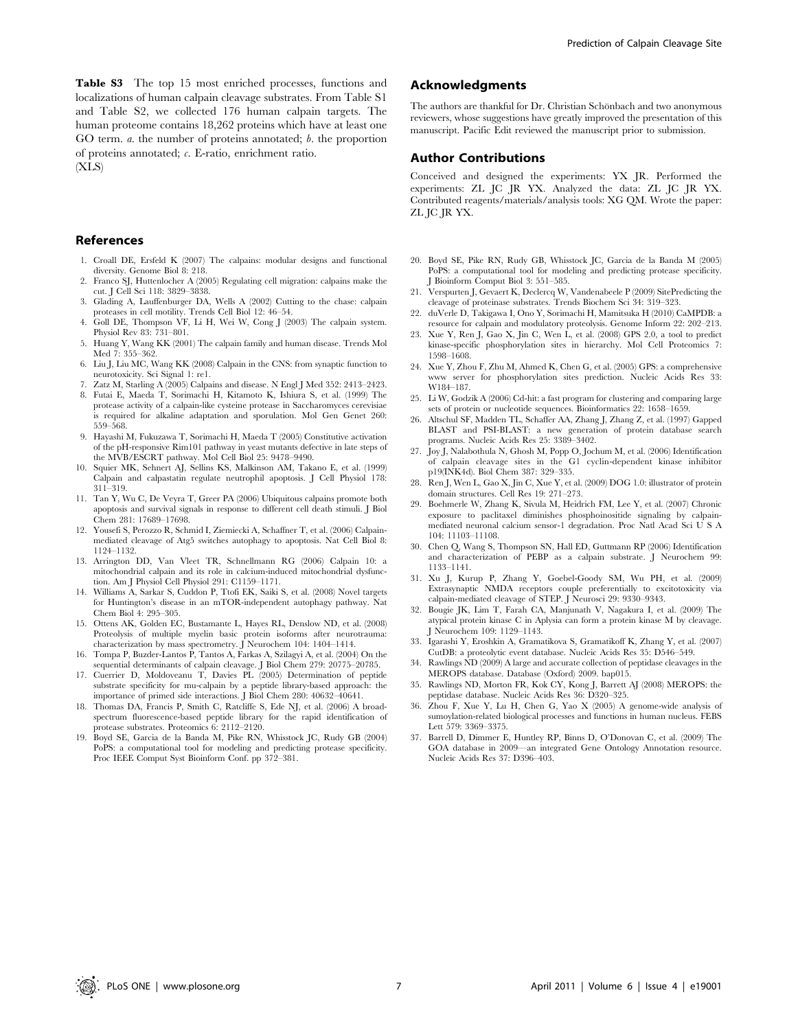**Table S3** The top 15 most enriched processes, functions and localizations of human calpain cleavage substrates. From Table S1 and Table S2, we collected 176 human calpain targets. The human proteome contains 18,262 proteins which have at least one GO term. *a*. the number of proteins annotated; *b*. the proportion of proteins annotated; *c*. E-ratio, enrichment ratio.
(XLS)

## Acknowledgments

The authors are thankful for Dr. Christian Schönbach and two anonymous reviewers, whose suggestions have greatly improved the presentation of this manuscript. Pacific Edit reviewed the manuscript prior to submission.

## Author Contributions

Conceived and designed the experiments: YX JR. Performed the experiments: ZL JC JR YX. Analyzed the data: ZL JC JR YX. Contributed reagents/materials/analysis tools: XG QM. Wrote the paper: ZL JC JR YX.

## References

1. Croall DE, Ersfeld K (2007) The calpains: modular designs and functional diversity. Genome Biol 8: 218.
2. Franco SJ, Huttenlocher A (2005) Regulating cell migration: calpains make the cut. J Cell Sci 118: 3829–3838.
3. Glading A, Lauffenburger DA, Wells A (2002) Cutting to the chase: calpain proteases in cell motility. Trends Cell Biol 12: 46–54.
4. Goll DE, Thompson VF, Li H, Wei W, Cong J (2003) The calpain system. Physiol Rev 83: 731–801.
5. Huang Y, Wang KK (2001) The calpain family and human disease. Trends Mol Med 7: 355–362.
6. Liu J, Liu MC, Wang KK (2008) Calpain in the CNS: from synaptic function to neurotoxicity. Sci Signal 1: re1.
7. Zatz M, Starling A (2005) Calpains and disease. N Engl J Med 352: 2413–2423.
8. Futai E, Maeda T, Sorimachi H, Kitamoto K, Ishiura S, et al. (1999) The protease activity of a calpain-like cysteine protease in Saccharomyces cerevisiae is required for alkaline adaptation and sporulation. Mol Gen Genet 260: 559–568.
9. Hayashi M, Fukuzawa T, Sorimachi H, Maeda T (2005) Constitutive activation of the pH-responsive Rim101 pathway in yeast mutants defective in late steps of the MVB/ESCRT pathway. Mol Cell Biol 25: 9478–9490.
10. Squier MK, Sehnert AJ, Sellins KS, Malkinson AM, Takano E, et al. (1999) Calpain and calpastatin regulate neutrophil apoptosis. J Cell Physiol 178: 311–319.
11. Tan Y, Wu C, De Veyra T, Greer PA (2006) Ubiquitous calpains promote both apoptosis and survival signals in response to different cell death stimuli. J Biol Chem 281: 17689–17698.
12. Yousefi S, Perozzo R, Schmid I, Ziemiecki A, Schaffner T, et al. (2006) Calpain-mediated cleavage of Atg5 switches autophagy to apoptosis. Nat Cell Biol 8: 1124–1132.
13. Arrington DD, Van Vleet TR, Schnellmann RG (2006) Calpain 10: a mitochondrial calpain and its role in calcium-induced mitochondrial dysfunction. Am J Physiol Cell Physiol 291: C1159–1171.
14. Williams A, Sarkar S, Cuddon P, Ttofi EK, Saiki S, et al. (2008) Novel targets for Huntington's disease in an mTOR-independent autophagy pathway. Nat Chem Biol 4: 295–305.
15. Ottens AK, Golden EC, Bustamante L, Hayes RL, Denslow ND, et al. (2008) Proteolysis of multiple myelin basic protein isoforms after neurotrauma: characterization by mass spectrometry. J Neurochem 104: 1404–1414.
16. Tompa P, Buzder-Lantos P, Tantos A, Farkas A, Szilagyi A, et al. (2004) On the sequential determinants of calpain cleavage. J Biol Chem 279: 20775–20785.
17. Cuerrier D, Moldoveanu T, Davies PL (2005) Determination of peptide substrate specificity for mu-calpain by a peptide library-based approach: the importance of primed side interactions. J Biol Chem 280: 40632–40641.
18. Thomas DA, Francis P, Smith C, Ratcliffe S, Ede NJ, et al. (2006) A broad-spectrum fluorescence-based peptide library for the rapid identification of protease substrates. Proteomics 6: 2112–2120.
19. Boyd SE, Garcia de la Banda M, Pike RN, Whisstock JC, Rudy GB (2004) PoPS: a computational tool for modeling and predicting protease specificity. Proc IEEE Comput Syst Bioinform Conf. pp 372–381.
20. Boyd SE, Pike RN, Rudy GB, Whisstock JC, Garcia de la Banda M (2005) PoPS: a computational tool for modeling and predicting protease specificity. J Bioinform Comput Biol 3: 551–585.
21. Verspurten J, Gevaert K, Declercq W, Vandenabeele P (2009) SitePredicting the cleavage of proteinase substrates. Trends Biochem Sci 34: 319–323.
22. duVerle D, Takigawa I, Ono Y, Sorimachi H, Mamitsuka H (2010) CaMPDB: a resource for calpain and modulatory proteolysis. Genome Inform 22: 202–213.
23. Xue Y, Ren J, Gao X, Jin C, Wen L, et al. (2008) GPS 2.0, a tool to predict kinase-specific phosphorylation sites in hierarchy. Mol Cell Proteomics 7: 1598–1608.
24. Xue Y, Zhou F, Zhu M, Ahmed K, Chen G, et al. (2005) GPS: a comprehensive www server for phosphorylation sites prediction. Nucleic Acids Res 33: W184–187.
25. Li W, Godzik A (2006) Cd-hit: a fast program for clustering and comparing large sets of protein or nucleotide sequences. Bioinformatics 22: 1658–1659.
26. Altschul SF, Madden TL, Schaffer AA, Zhang J, Zhang Z, et al. (1997) Gapped BLAST and PSI-BLAST: a new generation of protein database search programs. Nucleic Acids Res 25: 3389–3402.
27. Joy J, Nalabothula N, Ghosh M, Popp O, Jochum M, et al. (2006) Identification of calpain cleavage sites in the G1 cyclin-dependent kinase inhibitor p19(INK4d). Biol Chem 387: 329–335.
28. Ren J, Wen L, Gao X, Jin C, Xue Y, et al. (2009) DOG 1.0: illustrator of protein domain structures. Cell Res 19: 271–273.
29. Boehmerle W, Zhang K, Sivula M, Heidrich FM, Lee Y, et al. (2007) Chronic exposure to paclitaxel diminishes phosphoinositide signaling by calpain-mediated neuronal calcium sensor-1 degradation. Proc Natl Acad Sci U S A 104: 11103–11108.
30. Chen Q, Wang S, Thompson SN, Hall ED, Guttmann RP (2006) Identification and characterization of PEBP as a calpain substrate. J Neurochem 99: 1133–1141.
31. Xu J, Kurup P, Zhang Y, Goebel-Goody SM, Wu PH, et al. (2009) Extrasynaptic NMDA receptors couple preferentially to excitotoxicity via calpain-mediated cleavage of STEP. J Neurosci 29: 9330–9343.
32. Bougie JK, Lim T, Farah CA, Manjunath V, Nagakura I, et al. (2009) The atypical protein kinase C in Aplysia can form a protein kinase M by cleavage. J Neurochem 109: 1129–1143.
33. Igarashi Y, Eroshkin A, Gramatikova S, Gramatikoff K, Zhang Y, et al. (2007) CutDB: a proteolytic event database. Nucleic Acids Res 35: D546–549.
34. Rawlings ND (2009) A large and accurate collection of peptidase cleavages in the MEROPS database. Database (Oxford) 2009. bap015.
35. Rawlings ND, Morton FR, Kok CY, Kong J, Barrett AJ (2008) MEROPS: the peptidase database. Nucleic Acids Res 36: D320–325.
36. Zhou F, Xue Y, Lu H, Chen G, Yao X (2005) A genome-wide analysis of sumoylation-related biological processes and functions in human nucleus. FEBS Lett 579: 3369–3375.
37. Barrell D, Dimmer E, Huntley RP, Binns D, O'Donovan C, et al. (2009) The GOA database in 2009—an integrated Gene Ontology Annotation resource. Nucleic Acids Res 37: D396–403.